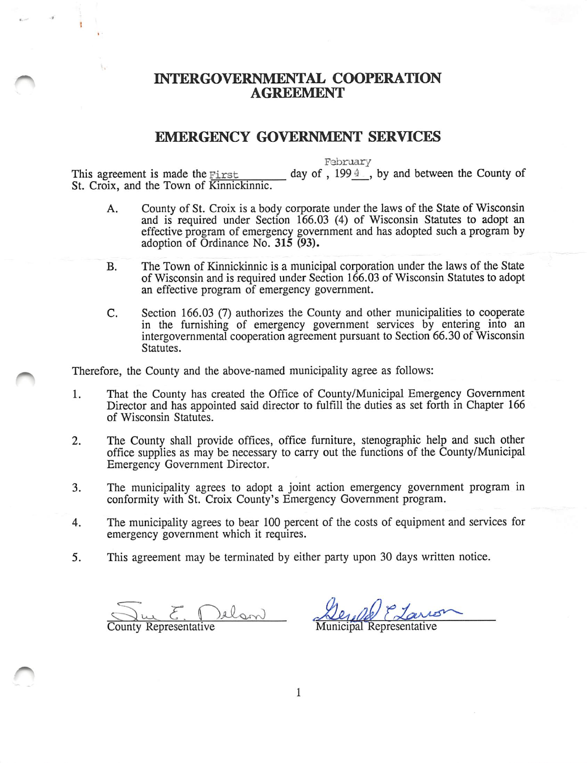# INTERGOVERNMENTAL COOPERATION AGREEMENT

## EMERGENCY GOVERNMENT SERVICES

This agreement is made the First day of February, 1994, by and between the County of St. Croix, and the Town of Kinnickinnic.

A. County of St. Croix is a body corporate under the laws of the State of Wisconsin and is required under Section 166.03 (4) of Wisconsin Statutes to adopt an effective program of emergency government and has adopted such a program by adoption of Ordinance No. **315 (93).**

B. The Town of Kinnickinnic is a municipal corporation under the laws of the State of Wisconsin and is required under Section 166.03 of Wisconsin Statutes to adopt an effective program of emergency government.

C. Section 166.03 (7) authorizes the County and other municipalities to cooperate in the furnishing of emergency government services by entering into an intergovernmental cooperation agreement pursuant to Section 66.30 of Wisconsin Statutes.

Therefore, the County and the above-named municipality agree as follows:

1. That the County has created the Office of County/Municipal Emergency Government Director and has appointed said director to fulfill the duties as set forth in Chapter 166 of Wisconsin Statutes.
2. The County shall provide offices, office furniture, stenographic help and such other office supplies as may be necessary to carry out the functions of the County/Municipal Emergency Government Director.
3. The municipality agrees to adopt a joint action emergency government program in conformity with St. Croix County's Emergency Government program.
4. The municipality agrees to bear 100 percent of the costs of equipment and services for emergency government which it requires.
5. This agreement may be terminated by either party upon 30 days written notice.

Sue E. Nelson
County Representative

Gerald E. Larson
Municipal Representative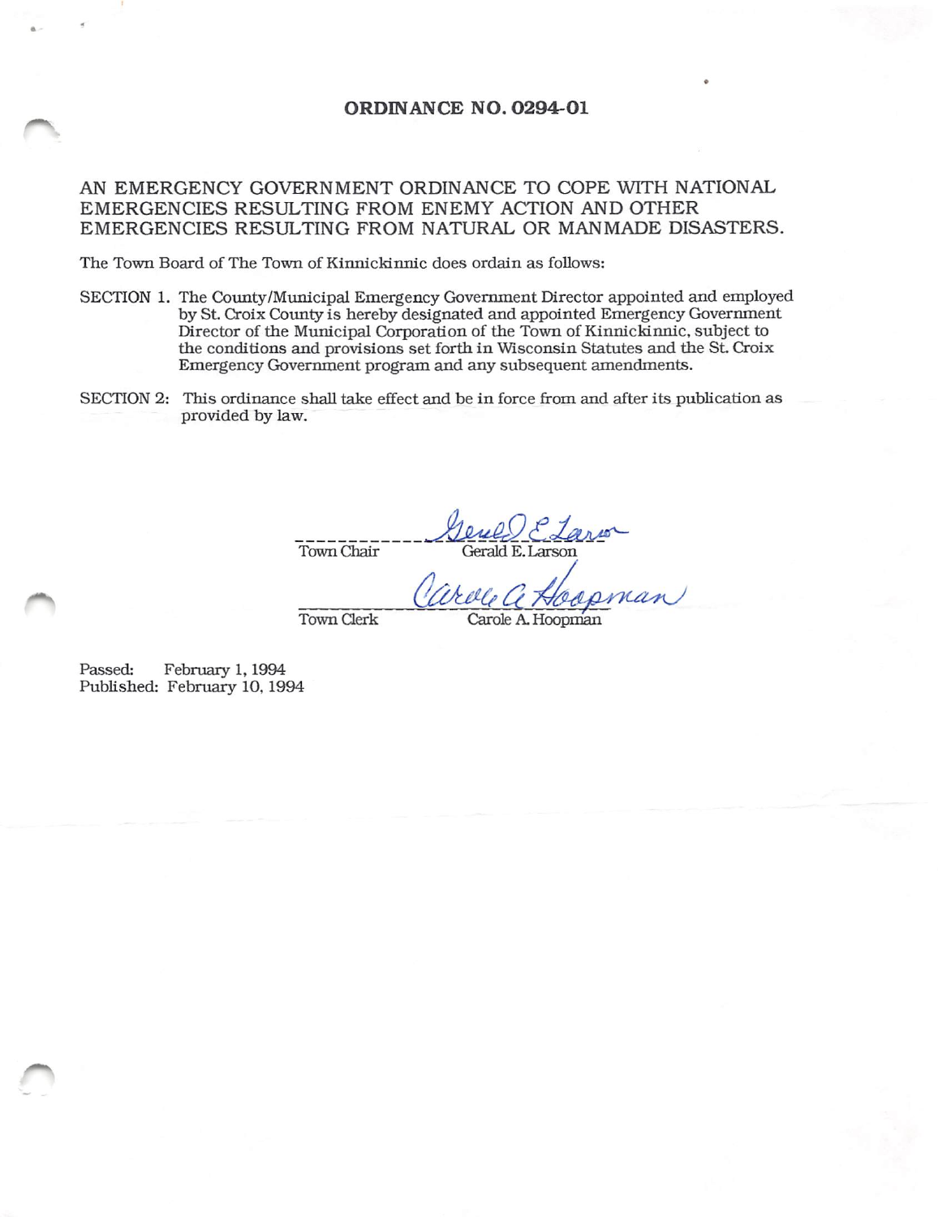# ORDINANCE NO. 0294-01

AN EMERGENCY GOVERNMENT ORDINANCE TO COPE WITH NATIONAL EMERGENCIES RESULTING FROM ENEMY ACTION AND OTHER EMERGENCIES RESULTING FROM NATURAL OR MANMADE DISASTERS.

The Town Board of The Town of Kinnickinnic does ordain as follows:

SECTION 1. The County/Municipal Emergency Government Director appointed and employed by St. Croix County is hereby designated and appointed Emergency Government Director of the Municipal Corporation of the Town of Kinnickinnic, subject to the conditions and provisions set forth in Wisconsin Statutes and the St. Croix Emergency Government program and any subsequent amendments.

SECTION 2: This ordinance shall take effect and be in force from and after its publication as provided by law.

Town Chair — Gerald E. Larson

Town Clerk — Carole A. Hoopman

Passed: February 1, 1994
Published: February 10, 1994